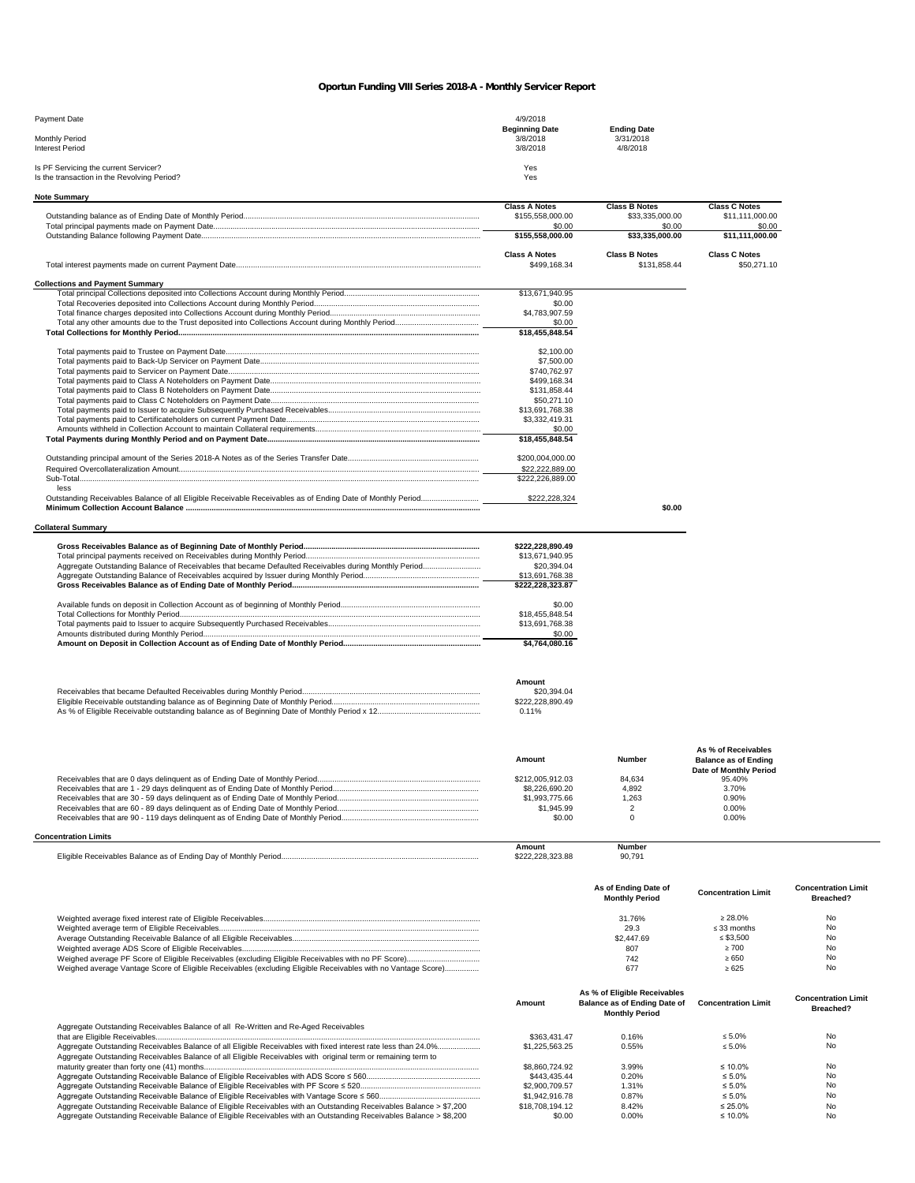# Oportun Funding VIII Series 2018-A - Monthly Servicer Report

| | | | |
|---|---|---|---|
| Payment Date | 4/9/2018 | | |
| | **Beginning Date** | **Ending Date** | |
| Monthly Period | 3/8/2018 | 3/31/2018 | |
| Interest Period | 3/8/2018 | 4/8/2018 | |
| Is PF Servicing the current Servicer? | Yes | | |
| Is the transaction in the Revolving Period? | Yes | | |

## Note Summary

| | Class A Notes | Class B Notes | Class C Notes |
|---|---|---|---|
| Outstanding balance as of Ending Date of Monthly Period | $155,558,000.00 | $33,335,000.00 | $11,111,000.00 |
| Total principal payments made on Payment Date | $0.00 | $0.00 | $0.00 |
| **Outstanding Balance following Payment Date** | **$155,558,000.00** | **$33,335,000.00** | **$11,111,000.00** |

| | Class A Notes | Class B Notes | Class C Notes |
|---|---|---|---|
| Total interest payments made on current Payment Date | $499,168.34 | $131,858.44 | $50,271.10 |

## Collections and Payment Summary

| | | |
|---|---|---|
| Total principal Collections deposited into Collections Account during Monthly Period | $13,671,940.95 | |
| Total Recoveries deposited into Collections Account during Monthly Period | $0.00 | |
| Total finance charges deposited into Collections Account during Monthly Period | $4,783,907.59 | |
| Total any other amounts due to the Trust deposited into Collections Account during Monthly Period | $0.00 | |
| **Total Collections for Monthly Period** | **$18,455,848.54** | |
| Total payments paid to Trustee on Payment Date | $2,100.00 | |
| Total payments paid to Back-Up Servicer on Payment Date | $7,500.00 | |
| Total payments paid to Servicer on Payment Date | $740,762.97 | |
| Total payments paid to Class A Noteholders on Payment Date | $499,168.34 | |
| Total payments paid to Class B Noteholders on Payment Date | $131,858.44 | |
| Total payments paid to Class C Noteholders on Payment Date | $50,271.10 | |
| Total payments paid to Issuer to acquire Subsequently Purchased Receivables | $13,691,768.38 | |
| Total payments paid to Certificateholders on current Payment Date | $3,332,419.31 | |
| Amounts withheld in Collection Account to maintain Collateral requirements | $0.00 | |
| **Total Payments during Monthly Period and on Payment Date** | **$18,455,848.54** | |
| Outstanding principal amount of the Series 2018-A Notes as of the Series Transfer Date | $200,004,000.00 | |
| Required Overcollateralization Amount | $22,222,889.00 | |
| Sub-Total | $222,226,889.00 | |
| less | | |
| Outstanding Receivables Balance of all Eligible Receivable Receivables as of Ending Date of Monthly Period | $222,228,324 | |
| **Minimum Collection Account Balance** | | **$0.00** |

## Collateral Summary

| | |
|---|---|
| **Gross Receivables Balance as of Beginning Date of Monthly Period** | **$222,228,890.49** |
| Total principal payments received on Receivables during Monthly Period | $13,671,940.95 |
| Aggregate Outstanding Balance of Receivables that became Defaulted Receivables during Monthly Period | $20,394.04 |
| Aggregate Outstanding Balance of Receivables acquired by Issuer during Monthly Period | $13,691,768.38 |
| **Gross Receivables Balance as of Ending Date of Monthly Period** | **$222,228,323.87** |
| Available funds on deposit in Collection Account as of beginning of Monthly Period | $0.00 |
| Total Collections for Monthly Period | $18,455,848.54 |
| Total payments paid to Issuer to acquire Subsequently Purchased Receivables | $13,691,768.38 |
| Amounts distributed during Monthly Period | $0.00 |
| **Amount on Deposit in Collection Account as of Ending Date of Monthly Period** | **$4,764,080.16** |

| | Amount |
|---|---|
| Receivables that became Defaulted Receivables during Monthly Period | $20,394.04 |
| Eligible Receivable outstanding balance as of Beginning Date of Monthly Period | $222,228,890.49 |
| As % of Eligible Receivable outstanding balance as of Beginning Date of Monthly Period x 12 | 0.11% |

| | Amount | Number | As % of Receivables Balance as of Ending Date of Monthly Period |
|---|---|---|---|
| Receivables that are 0 days delinquent as of Ending Date of Monthly Period | $212,005,912.03 | 84,634 | 95.40% |
| Receivables that are 1 - 29 days delinquent as of Ending Date of Monthly Period | $8,226,690.20 | 4,892 | 3.70% |
| Receivables that are 30 - 59 days delinquent as of Ending Date of Monthly Period | $1,993,775.66 | 1,263 | 0.90% |
| Receivables that are 60 - 89 days delinquent as of Ending Date of Monthly Period | $1,945.99 | 2 | 0.00% |
| Receivables that are 90 - 119 days delinquent as of Ending Date of Monthly Period | $0.00 | 0 | 0.00% |

## Concentration Limits

| | Amount | Number |
|---|---|---|
| Eligible Receivables Balance as of Ending Day of Monthly Period | $222,228,323.88 | 90,791 |

| | As of Ending Date of Monthly Period | Concentration Limit | Concentration Limit Breached? |
|---|---|---|---|
| Weighted average fixed interest rate of Eligible Receivables | 31.76% | ≥ 28.0% | No |
| Weighted average term of Eligible Receivables | 29.3 | ≤ 33 months | No |
| Average Outstanding Receivable Balance of all Eligible Receivables | $2,447.69 | ≤ $3,500 | No |
| Weighted average ADS Score of Eligible Receivables | 807 | ≥ 700 | No |
| Weighed average PF Score of Eligible Receivables (excluding Eligible Receivables with no PF Score) | 742 | ≥ 650 | No |
| Weighed average Vantage Score of Eligible Receivables (excluding Eligible Receivables with no Vantage Score) | 677 | ≥ 625 | No |

| | Amount | As % of Eligible Receivables Balance as of Ending Date of Monthly Period | Concentration Limit | Concentration Limit Breached? |
|---|---|---|---|---|
| Aggregate Outstanding Receivables Balance of all Re-Written and Re-Aged Receivables that are Eligible Receivables | $363,431.47 | 0.16% | ≤ 5.0% | No |
| Aggregate Outstanding Receivables Balance of all Eligible Receivables with fixed interest rate less than 24.0% | $1,225,563.25 | 0.55% | ≤ 5.0% | No |
| Aggregate Outstanding Receivables Balance of all Eligible Receivables with original term or remaining term to maturity greater than forty one (41) months | $8,860,724.92 | 3.99% | ≤ 10.0% | No |
| Aggregate Outstanding Receivable Balance of Eligible Receivables with ADS Score ≤ 560 | $443,435.44 | 0.20% | ≤ 5.0% | No |
| Aggregate Outstanding Receivable Balance of Eligible Receivables with PF Score ≤ 520 | $2,900,709.57 | 1.31% | ≤ 5.0% | No |
| Aggregate Outstanding Receivable Balance of Eligible Receivables with Vantage Score ≤ 560 | $1,942,916.78 | 0.87% | ≤ 5.0% | No |
| Aggregate Outstanding Receivable Balance of Eligible Receivables with an Outstanding Receivables Balance > $7,200 | $18,708,194.12 | 8.42% | ≤ 25.0% | No |
| Aggregate Outstanding Receivable Balance of Eligible Receivables with an Outstanding Receivables Balance > $8,200 | $0.00 | 0.00% | ≤ 10.0% | No |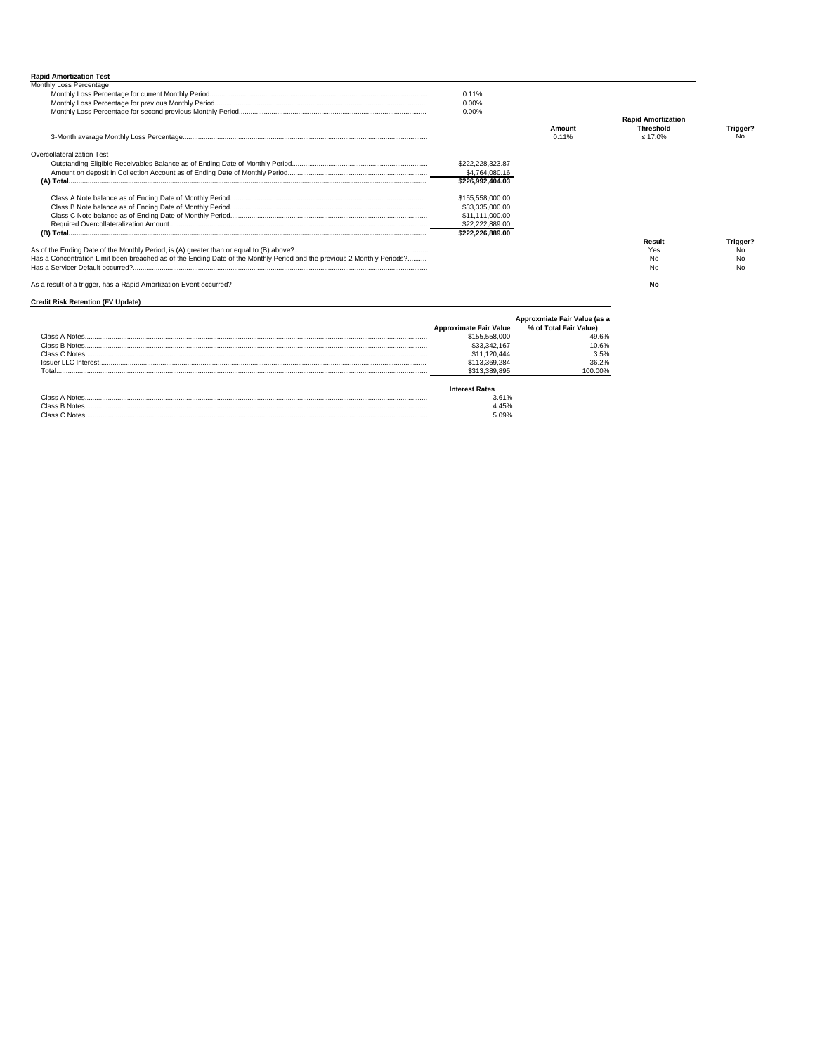**Rapid Amortization Test**

Monthly Loss Percentage

| | | | | |
|---|---|---|---|---|
| Monthly Loss Percentage for current Monthly Period | 0.11% | | | |
| Monthly Loss Percentage for previous Monthly Period | 0.00% | | | |
| Monthly Loss Percentage for second previous Monthly Period | 0.00% | | | |
| | | **Amount** | **Rapid Amortization Threshold** | **Trigger?** |
| 3-Month average Monthly Loss Percentage | | 0.11% | ≤ 17.0% | No |

Overcollateralization Test

| | |
|---|---|
| Outstanding Eligible Receivables Balance as of Ending Date of Monthly Period | $222,228,323.87 |
| Amount on deposit in Collection Account as of Ending Date of Monthly Period | $4,764,080.16 |
| **(A) Total** | **$226,992,404.03** |
| Class A Note balance as of Ending Date of Monthly Period | $155,558,000.00 |
| Class B Note balance as of Ending Date of Monthly Period | $33,335,000.00 |
| Class C Note balance as of Ending Date of Monthly Period | $11,111,000.00 |
| Required Overcollateralization Amount | $22,222,889.00 |
| **(B) Total** | **$222,226,889.00** |

| | **Result** | **Trigger?** |
|---|---|---|
| As of the Ending Date of the Monthly Period, is (A) greater than or equal to (B) above? | Yes | No |
| Has a Concentration Limit been breached as of the Ending Date of the Monthly Period and the previous 2 Monthly Periods? | No | No |
| Has a Servicer Default occurred? | No | No |
| As a result of a trigger, has a Rapid Amortization Event occurred? | **No** | |

**Credit Risk Retention (FV Update)**

| | **Approximate Fair Value** | **Approxmiate Fair Value (as a % of Total Fair Value)** |
|---|---|---|
| Class A Notes | $155,558,000 | 49.6% |
| Class B Notes | $33,342,167 | 10.6% |
| Class C Notes | $11,120,444 | 3.5% |
| Issuer LLC Interest | $113,369,284 | 36.2% |
| Total | $313,389,895 | 100.00% |

| | **Interest Rates** |
|---|---|
| Class A Notes | 3.61% |
| Class B Notes | 4.45% |
| Class C Notes | 5.09% |